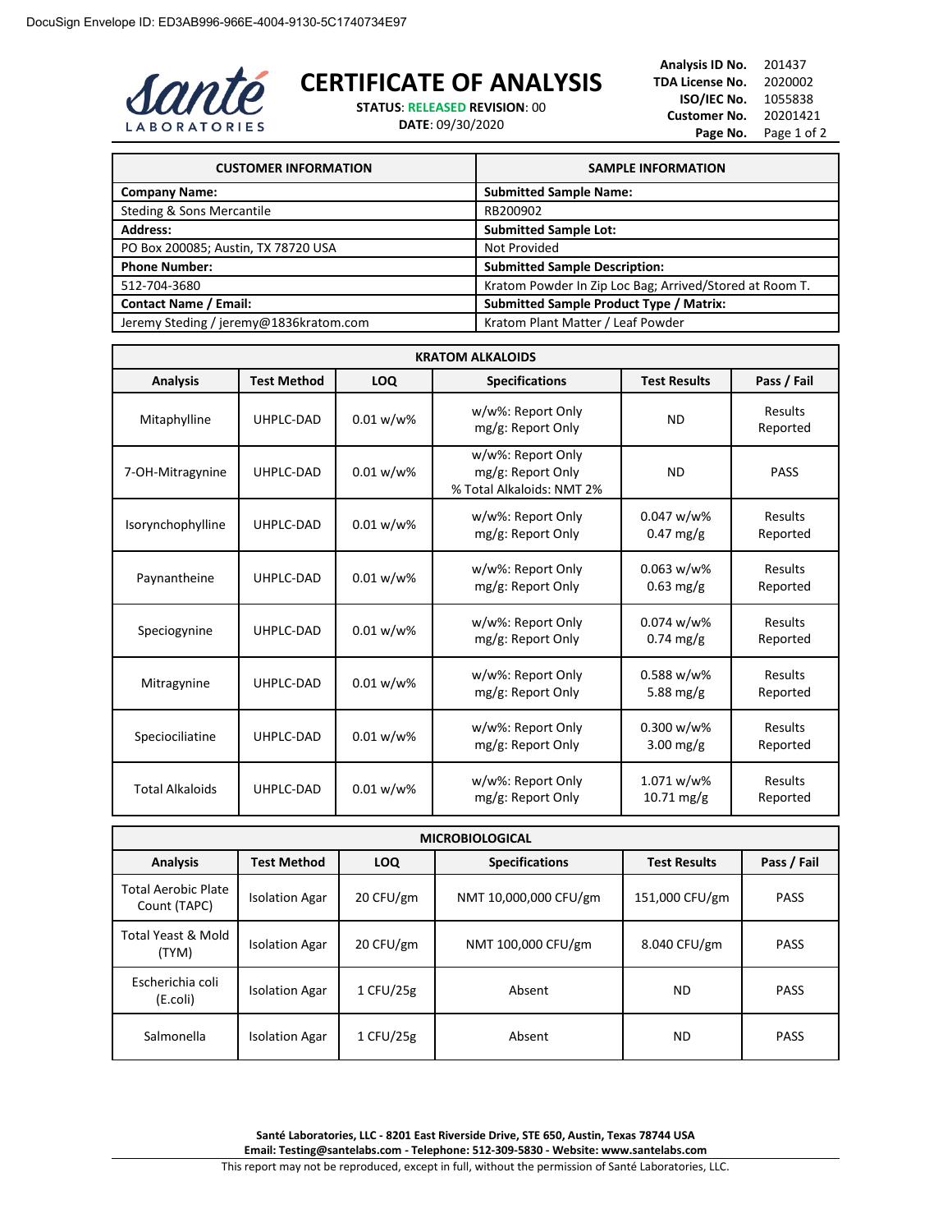DocuSign Envelope ID: ED3AB996-966E-4004-9130-5C1740734E97

Santé LABORATORIES

# CERTIFICATE OF ANALYSIS

**STATUS**: RELEASED **REVISION**: 00
**DATE**: 09/30/2020

**Analysis ID No.** 201437
**TDA License No.** 2020002
**ISO/IEC No.** 1055838
**Customer No.** 20201421

| CUSTOMER INFORMATION | SAMPLE INFORMATION |
|---|---|
| **Company Name:** | **Submitted Sample Name:** |
| Steding & Sons Mercantile | RB200902 |
| **Address:** | **Submitted Sample Lot:** |
| PO Box 200085; Austin, TX 78720 USA | Not Provided |
| **Phone Number:** | **Submitted Sample Description:** |
| 512-704-3680 | Kratom Powder In Zip Loc Bag; Arrived/Stored at Room T. |
| **Contact Name / Email:** | **Submitted Sample Product Type / Matrix:** |
| Jeremy Steding / jeremy@1836kratom.com | Kratom Plant Matter / Leaf Powder |

**KRATOM ALKALOIDS**

| Analysis | Test Method | LOQ | Specifications | Test Results | Pass / Fail |
|---|---|---|---|---|---|
| Mitaphylline | UHPLC-DAD | 0.01 w/w% | w/w%: Report Only<br>mg/g: Report Only | ND | Results Reported |
| 7-OH-Mitragynine | UHPLC-DAD | 0.01 w/w% | w/w%: Report Only<br>mg/g: Report Only<br>% Total Alkaloids: NMT 2% | ND | PASS |
| Isorynchophylline | UHPLC-DAD | 0.01 w/w% | w/w%: Report Only<br>mg/g: Report Only | 0.047 w/w%<br>0.47 mg/g | Results Reported |
| Paynantheine | UHPLC-DAD | 0.01 w/w% | w/w%: Report Only<br>mg/g: Report Only | 0.063 w/w%<br>0.63 mg/g | Results Reported |
| Speciogynine | UHPLC-DAD | 0.01 w/w% | w/w%: Report Only<br>mg/g: Report Only | 0.074 w/w%<br>0.74 mg/g | Results Reported |
| Mitragynine | UHPLC-DAD | 0.01 w/w% | w/w%: Report Only<br>mg/g: Report Only | 0.588 w/w%<br>5.88 mg/g | Results Reported |
| Speciociliatine | UHPLC-DAD | 0.01 w/w% | w/w%: Report Only<br>mg/g: Report Only | 0.300 w/w%<br>3.00 mg/g | Results Reported |
| Total Alkaloids | UHPLC-DAD | 0.01 w/w% | w/w%: Report Only<br>mg/g: Report Only | 1.071 w/w%<br>10.71 mg/g | Results Reported |

**MICROBIOLOGICAL**

| Analysis | Test Method | LOQ | Specifications | Test Results | Pass / Fail |
|---|---|---|---|---|---|
| Total Aerobic Plate Count (TAPC) | Isolation Agar | 20 CFU/gm | NMT 10,000,000 CFU/gm | 151,000 CFU/gm | PASS |
| Total Yeast & Mold (TYM) | Isolation Agar | 20 CFU/gm | NMT 100,000 CFU/gm | 8.040 CFU/gm | PASS |
| Escherichia coli (E.coli) | Isolation Agar | 1 CFU/25g | Absent | ND | PASS |
| Salmonella | Isolation Agar | 1 CFU/25g | Absent | ND | PASS |

**Santé Laboratories, LLC - 8201 East Riverside Drive, STE 650, Austin, Texas 78744 USA**
**Email: Testing@santelabs.com - Telephone: 512-309-5830 - Website: www.santelabs.com**

This report may not be reproduced, except in full, without the permission of Santé Laboratories, LLC.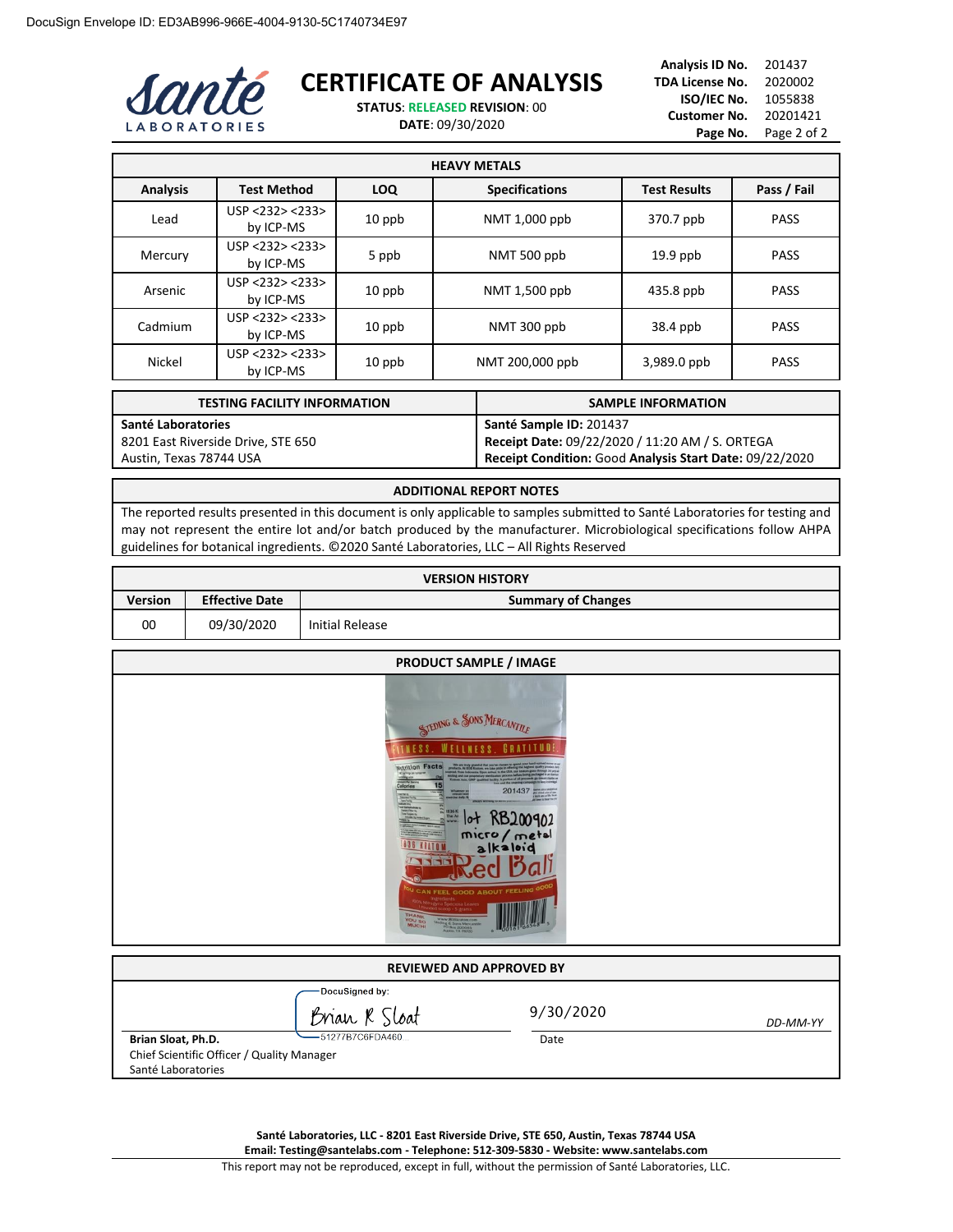DocuSign Envelope ID: ED3AB996-966E-4004-9130-5C1740734E97

Santé LABORATORIES

# CERTIFICATE OF ANALYSIS

**STATUS**: RELEASED **REVISION**: 00
**DATE**: 09/30/2020

**Analysis ID No.** 201437
**TDA License No.** 2020002
**ISO/IEC No.** 1055838
**Customer No.** 20201421

## HEAVY METALS

| Analysis | Test Method | LOQ | Specifications | Test Results | Pass / Fail |
|---|---|---|---|---|---|
| Lead | USP <232> <233> by ICP-MS | 10 ppb | NMT 1,000 ppb | 370.7 ppb | PASS |
| Mercury | USP <232> <233> by ICP-MS | 5 ppb | NMT 500 ppb | 19.9 ppb | PASS |
| Arsenic | USP <232> <233> by ICP-MS | 10 ppb | NMT 1,500 ppb | 435.8 ppb | PASS |
| Cadmium | USP <232> <233> by ICP-MS | 10 ppb | NMT 300 ppb | 38.4 ppb | PASS |
| Nickel | USP <232> <233> by ICP-MS | 10 ppb | NMT 200,000 ppb | 3,989.0 ppb | PASS |

| TESTING FACILITY INFORMATION | SAMPLE INFORMATION |
|---|---|
| **Santé Laboratories**<br>8201 East Riverside Drive, STE 650<br>Austin, Texas 78744 USA | **Santé Sample ID:** 201437<br>**Receipt Date:** 09/22/2020 / 11:20 AM / S. ORTEGA<br>**Receipt Condition:** Good **Analysis Start Date:** 09/22/2020 |

## ADDITIONAL REPORT NOTES

The reported results presented in this document is only applicable to samples submitted to Santé Laboratories for testing and may not represent the entire lot and/or batch produced by the manufacturer. Microbiological specifications follow AHPA guidelines for botanical ingredients. ©2020 Santé Laboratories, LLC – All Rights Reserved

## VERSION HISTORY

| Version | Effective Date | Summary of Changes |
|---|---|---|
| 00 | 09/30/2020 | Initial Release |

## PRODUCT SAMPLE / IMAGE

## REVIEWED AND APPROVED BY

DocuSigned by: Brian R Sloat
51277B7C6FDA460...

**Brian Sloat, Ph.D.**
Chief Scientific Officer / Quality Manager
Santé Laboratories

9/30/2020
Date

*DD-MM-YY*

**Santé Laboratories, LLC - 8201 East Riverside Drive, STE 650, Austin, Texas 78744 USA**
**Email: Testing@santelabs.com - Telephone: 512-309-5830 - Website: www.santelabs.com**

This report may not be reproduced, except in full, without the permission of Santé Laboratories, LLC.